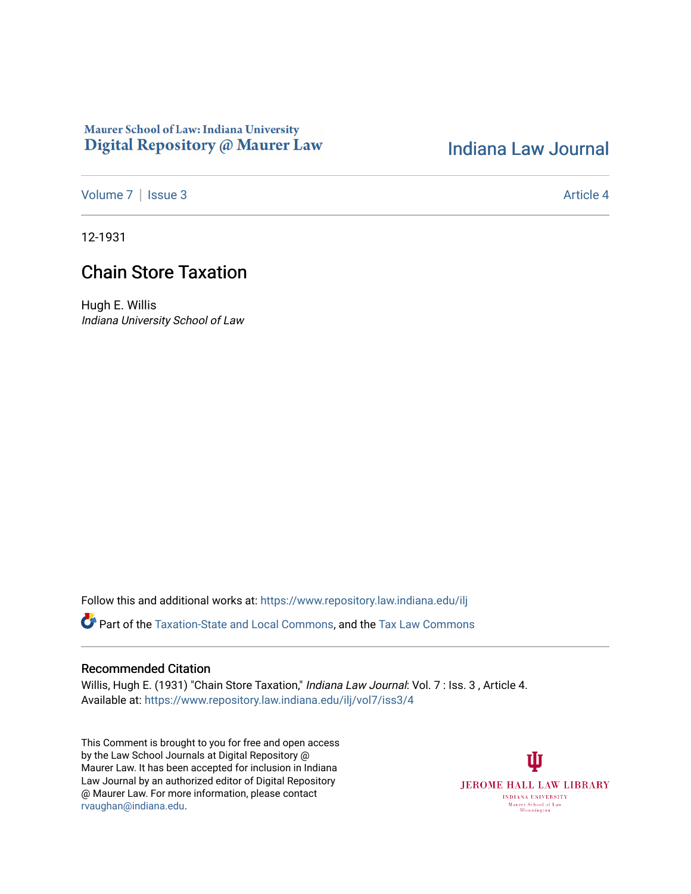Maurer School of Law: Indiana University
Digital Repository @ Maurer Law

Indiana Law Journal

Volume 7 | Issue 3 — Article 4

12-1931

# Chain Store Taxation

Hugh E. Willis
*Indiana University School of Law*

Follow this and additional works at: https://www.repository.law.indiana.edu/ilj

Part of the Taxation-State and Local Commons, and the Tax Law Commons

## Recommended Citation

Willis, Hugh E. (1931) "Chain Store Taxation," *Indiana Law Journal*: Vol. 7 : Iss. 3 , Article 4.
Available at: https://www.repository.law.indiana.edu/ilj/vol7/iss3/4

This Comment is brought to you for free and open access by the Law School Journals at Digital Repository @ Maurer Law. It has been accepted for inclusion in Indiana Law Journal by an authorized editor of Digital Repository @ Maurer Law. For more information, please contact rvaughan@indiana.edu.

JEROME HALL LAW LIBRARY
INDIANA UNIVERSITY
Maurer School of Law
Bloomington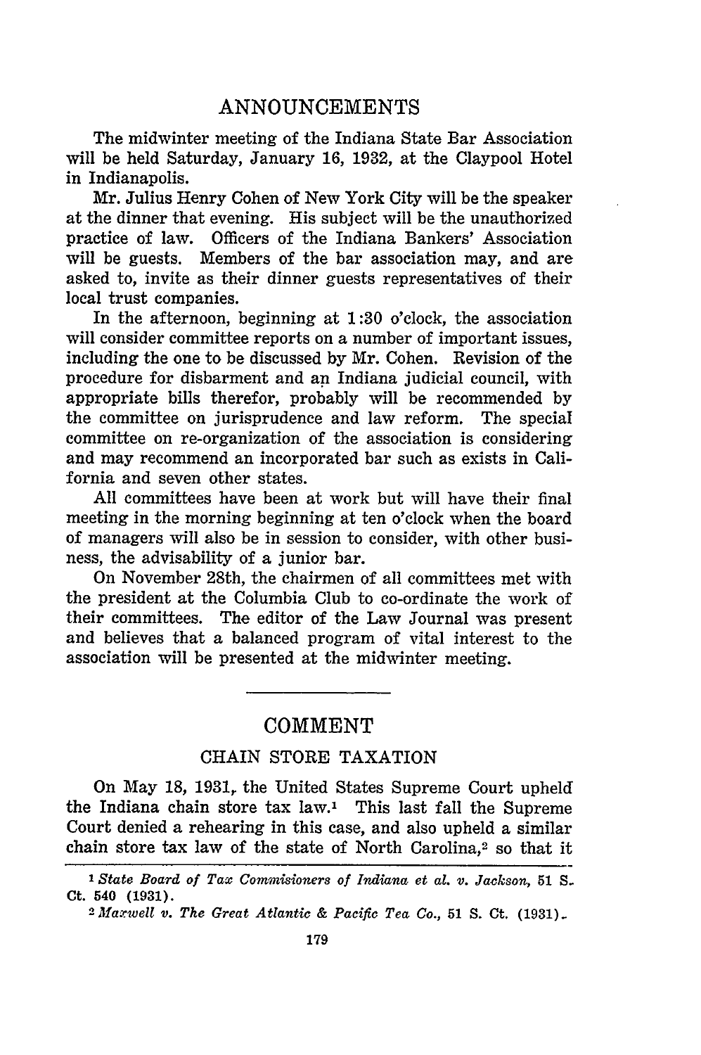## ANNOUNCEMENTS

The midwinter meeting of the Indiana State Bar Association will be held Saturday, January 16, 1932, at the Claypool Hotel in Indianapolis.

Mr. Julius Henry Cohen of New York City will be the speaker at the dinner that evening. His subject will be the unauthorized practice of law. Officers of the Indiana Bankers' Association will be guests. Members of the bar association may, and are asked to, invite as their dinner guests representatives of their local trust companies.

In the afternoon, beginning at 1:30 o'clock, the association will consider committee reports on a number of important issues, including the one to be discussed by Mr. Cohen. Revision of the procedure for disbarment and an Indiana judicial council, with appropriate bills therefor, probably will be recommended by the committee on jurisprudence and law reform. The special committee on re-organization of the association is considering and may recommend an incorporated bar such as exists in California and seven other states.

All committees have been at work but will have their final meeting in the morning beginning at ten o'clock when the board of managers will also be in session to consider, with other business, the advisability of a junior bar.

On November 28th, the chairmen of all committees met with the president at the Columbia Club to co-ordinate the work of their committees. The editor of the Law Journal was present and believes that a balanced program of vital interest to the association will be presented at the midwinter meeting.

---

## COMMENT

### CHAIN STORE TAXATION

On May 18, 1931, the United States Supreme Court upheld the Indiana chain store tax law.[1] This last fall the Supreme Court denied a rehearing in this case, and also upheld a similar chain store tax law of the state of North Carolina,[2] so that it

---

[1] *State Board of Tax Commisioners of Indiana et al. v. Jackson,* 51 S. Ct. 540 (1931).

[2] *Maxwell v. The Great Atlantic & Pacific Tea Co.,* 51 S. Ct. (1931).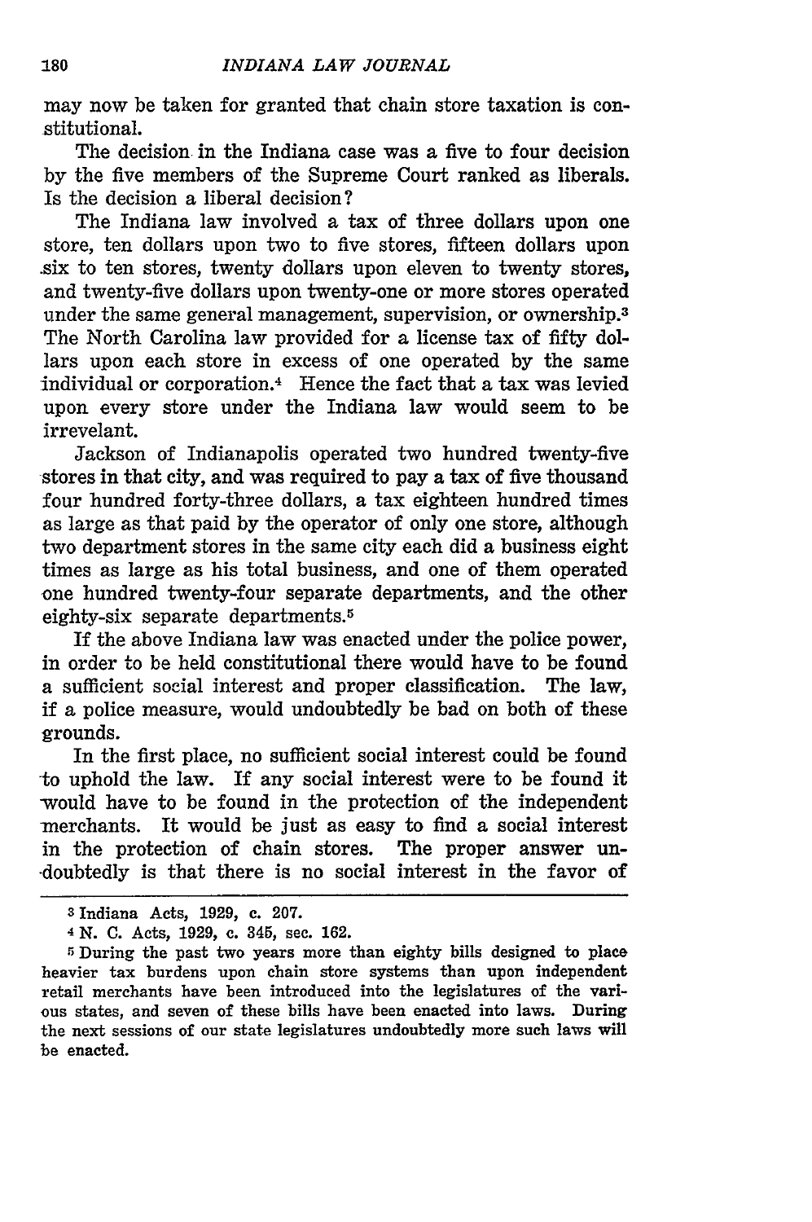may now be taken for granted that chain store taxation is constitutional.

The decision in the Indiana case was a five to four decision by the five members of the Supreme Court ranked as liberals. Is the decision a liberal decision?

The Indiana law involved a tax of three dollars upon one store, ten dollars upon two to five stores, fifteen dollars upon six to ten stores, twenty dollars upon eleven to twenty stores, and twenty-five dollars upon twenty-one or more stores operated under the same general management, supervision, or ownership.[3] The North Carolina law provided for a license tax of fifty dollars upon each store in excess of one operated by the same individual or corporation.[4] Hence the fact that a tax was levied upon every store under the Indiana law would seem to be irrevelant.

Jackson of Indianapolis operated two hundred twenty-five stores in that city, and was required to pay a tax of five thousand four hundred forty-three dollars, a tax eighteen hundred times as large as that paid by the operator of only one store, although two department stores in the same city each did a business eight times as large as his total business, and one of them operated one hundred twenty-four separate departments, and the other eighty-six separate departments.[5]

If the above Indiana law was enacted under the police power, in order to be held constitutional there would have to be found a sufficient social interest and proper classification. The law, if a police measure, would undoubtedly be bad on both of these grounds.

In the first place, no sufficient social interest could be found to uphold the law. If any social interest were to be found it would have to be found in the protection of the independent merchants. It would be just as easy to find a social interest in the protection of chain stores. The proper answer undoubtedly is that there is no social interest in the favor of

---

[3] Indiana Acts, 1929, c. 207.

[4] N. C. Acts, 1929, c. 345, sec. 162.

[5] During the past two years more than eighty bills designed to place heavier tax burdens upon chain store systems than upon independent retail merchants have been introduced into the legislatures of the various states, and seven of these bills have been enacted into laws. During the next sessions of our state legislatures undoubtedly more such laws will be enacted.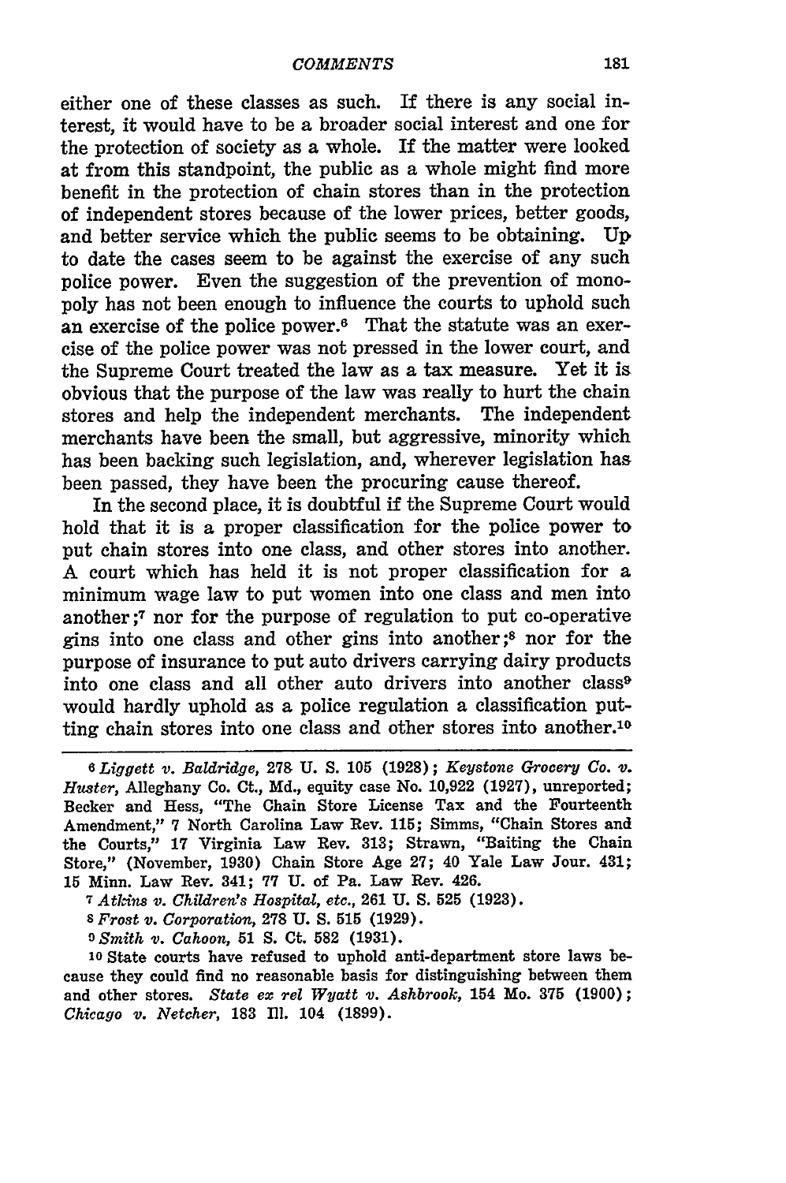either one of these classes as such. If there is any social interest, it would have to be a broader social interest and one for the protection of society as a whole. If the matter were looked at from this standpoint, the public as a whole might find more benefit in the protection of chain stores than in the protection of independent stores because of the lower prices, better goods, and better service which the public seems to be obtaining. Up to date the cases seem to be against the exercise of any such police power. Even the suggestion of the prevention of monopoly has not been enough to influence the courts to uphold such an exercise of the police power.[6] That the statute was an exercise of the police power was not pressed in the lower court, and the Supreme Court treated the law as a tax measure. Yet it is obvious that the purpose of the law was really to hurt the chain stores and help the independent merchants. The independent merchants have been the small, but aggressive, minority which has been backing such legislation, and, wherever legislation has been passed, they have been the procuring cause thereof.

In the second place, it is doubtful if the Supreme Court would hold that it is a proper classification for the police power to put chain stores into one class, and other stores into another. A court which has held it is not proper classification for a minimum wage law to put women into one class and men into another;[7] nor for the purpose of regulation to put co-operative gins into one class and other gins into another;[8] nor for the purpose of insurance to put auto drivers carrying dairy products into one class and all other auto drivers into another class[9] would hardly uphold as a police regulation a classification putting chain stores into one class and other stores into another.[10]

---

[6] *Liggett v. Baldridge*, 278 U. S. 105 (1928); *Keystone Grocery Co. v. Huster*, Alleghany Co. Ct., Md., equity case No. 10,922 (1927), unreported; Becker and Hess, "The Chain Store License Tax and the Fourteenth Amendment," 7 North Carolina Law Rev. 115; Simms, "Chain Stores and the Courts," 17 Virginia Law Rev. 313; Strawn, "Baiting the Chain Store," (November, 1930) Chain Store Age 27; 40 Yale Law Jour. 431; 15 Minn. Law Rev. 341; 77 U. of Pa. Law Rev. 426.

[7] *Atkins v. Children's Hospital, etc.*, 261 U. S. 525 (1923).

[8] *Frost v. Corporation*, 278 U. S. 515 (1929).

[9] *Smith v. Cahoon*, 51 S. Ct. 582 (1931).

[10] State courts have refused to uphold anti-department store laws because they could find no reasonable basis for distinguishing between them and other stores. *State ex rel Wyatt v. Ashbrook*, 154 Mo. 375 (1900); *Chicago v. Netcher*, 183 Ill. 104 (1899).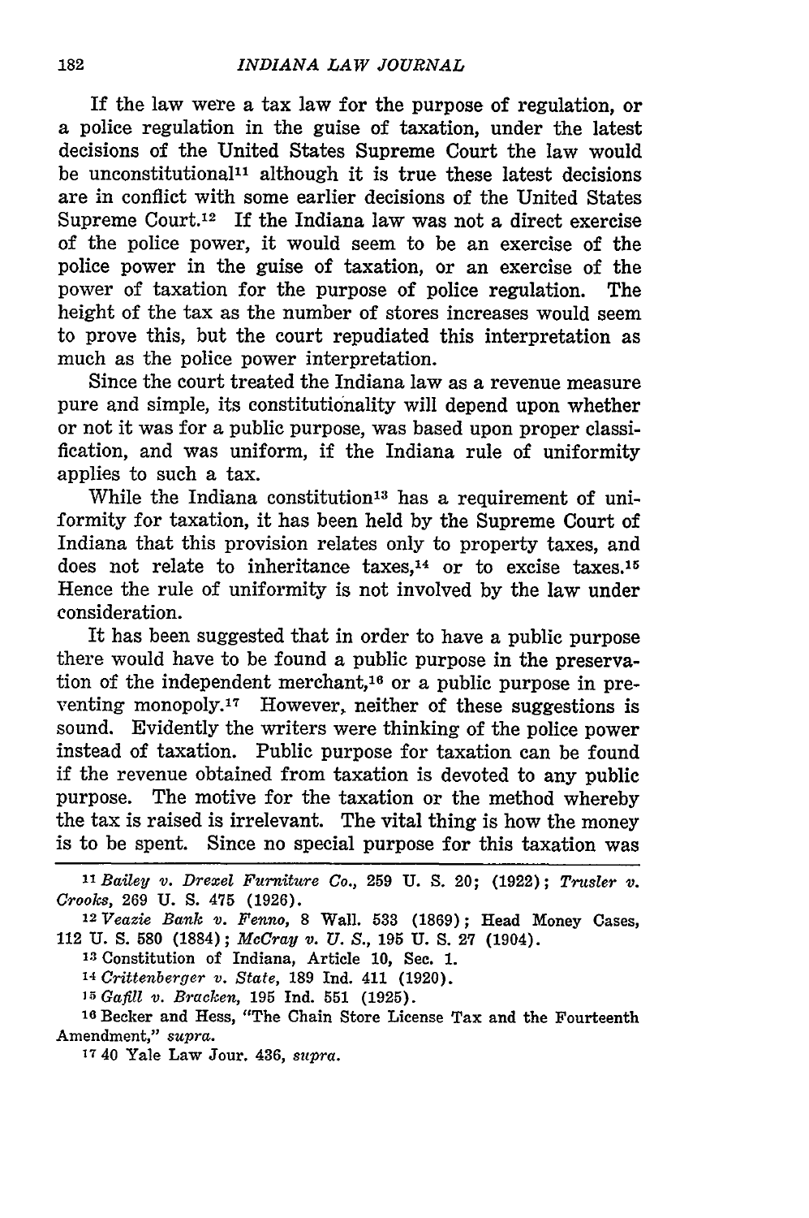If the law were a tax law for the purpose of regulation, or a police regulation in the guise of taxation, under the latest decisions of the United States Supreme Court the law would be unconstitutional[11] although it is true these latest decisions are in conflict with some earlier decisions of the United States Supreme Court.[12] If the Indiana law was not a direct exercise of the police power, it would seem to be an exercise of the police power in the guise of taxation, or an exercise of the power of taxation for the purpose of police regulation. The height of the tax as the number of stores increases would seem to prove this, but the court repudiated this interpretation as much as the police power interpretation.

Since the court treated the Indiana law as a revenue measure pure and simple, its constitutionality will depend upon whether or not it was for a public purpose, was based upon proper classification, and was uniform, if the Indiana rule of uniformity applies to such a tax.

While the Indiana constitution[13] has a requirement of uniformity for taxation, it has been held by the Supreme Court of Indiana that this provision relates only to property taxes, and does not relate to inheritance taxes,[14] or to excise taxes.[15] Hence the rule of uniformity is not involved by the law under consideration.

It has been suggested that in order to have a public purpose there would have to be found a public purpose in the preservation of the independent merchant,[16] or a public purpose in preventing monopoly.[17] However, neither of these suggestions is sound. Evidently the writers were thinking of the police power instead of taxation. Public purpose for taxation can be found if the revenue obtained from taxation is devoted to any public purpose. The motive for the taxation or the method whereby the tax is raised is irrelevant. The vital thing is how the money is to be spent. Since no special purpose for this taxation was

---

[11] *Bailey v. Drexel Furniture Co.*, 259 U. S. 20; (1922); *Trusler v. Crooks*, 269 U. S. 475 (1926).

[12] *Veazie Bank v. Fenno*, 8 Wall. 533 (1869); Head Money Cases, 112 U. S. 580 (1884); *McCray v. U. S.*, 195 U. S. 27 (1904).

[13] Constitution of Indiana, Article 10, Sec. 1.

[14] *Crittenberger v. State*, 189 Ind. 411 (1920).

[15] *Gafill v. Bracken*, 195 Ind. 551 (1925).

[16] Becker and Hess, "The Chain Store License Tax and the Fourteenth Amendment," *supra*.

[17] 40 Yale Law Jour. 436, *supra*.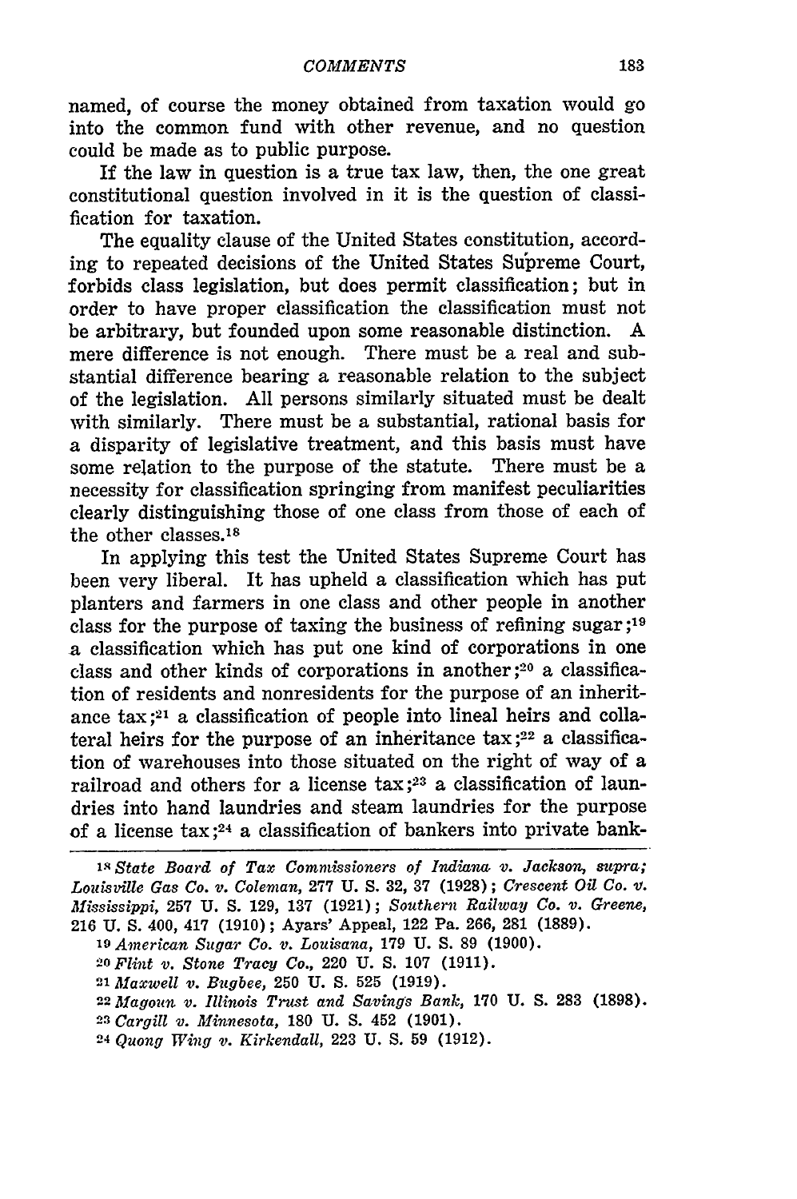named, of course the money obtained from taxation would go into the common fund with other revenue, and no question could be made as to public purpose.

If the law in question is a true tax law, then, the one great constitutional question involved in it is the question of classification for taxation.

The equality clause of the United States constitution, according to repeated decisions of the United States Supreme Court, forbids class legislation, but does permit classification; but in order to have proper classification the classification must not be arbitrary, but founded upon some reasonable distinction. A mere difference is not enough. There must be a real and substantial difference bearing a reasonable relation to the subject of the legislation. All persons similarly situated must be dealt with similarly. There must be a substantial, rational basis for a disparity of legislative treatment, and this basis must have some relation to the purpose of the statute. There must be a necessity for classification springing from manifest peculiarities clearly distinguishing those of one class from those of each of the other classes.[18]

In applying this test the United States Supreme Court has been very liberal. It has upheld a classification which has put planters and farmers in one class and other people in another class for the purpose of taxing the business of refining sugar;[19] a classification which has put one kind of corporations in one class and other kinds of corporations in another;[20] a classification of residents and nonresidents for the purpose of an inheritance tax;[21] a classification of people into lineal heirs and collateral heirs for the purpose of an inheritance tax;[22] a classification of warehouses into those situated on the right of way of a railroad and others for a license tax;[23] a classification of laundries into hand laundries and steam laundries for the purpose of a license tax;[24] a classification of bankers into private bank-

---

[18] *State Board of Tax Commissioners of Indiana v. Jackson, supra; Louisville Gas Co. v. Coleman,* 277 U. S. 32, 37 (1928); *Crescent Oil Co. v. Mississippi,* 257 U. S. 129, 137 (1921); *Southern Railway Co. v. Greene,* 216 U. S. 400, 417 (1910); Ayars' Appeal, 122 Pa. 266, 281 (1889).

[19] *American Sugar Co. v. Louisana,* 179 U. S. 89 (1900).

[20] *Flint v. Stone Tracy Co.,* 220 U. S. 107 (1911).

[21] *Maxwell v. Bugbee,* 250 U. S. 525 (1919).

[22] *Magoun v. Illinois Trust and Savings Bank,* 170 U. S. 283 (1898).

[23] *Cargill v. Minnesota,* 180 U. S. 452 (1901).

[24] *Quong Wing v. Kirkendall,* 223 U. S. 59 (1912).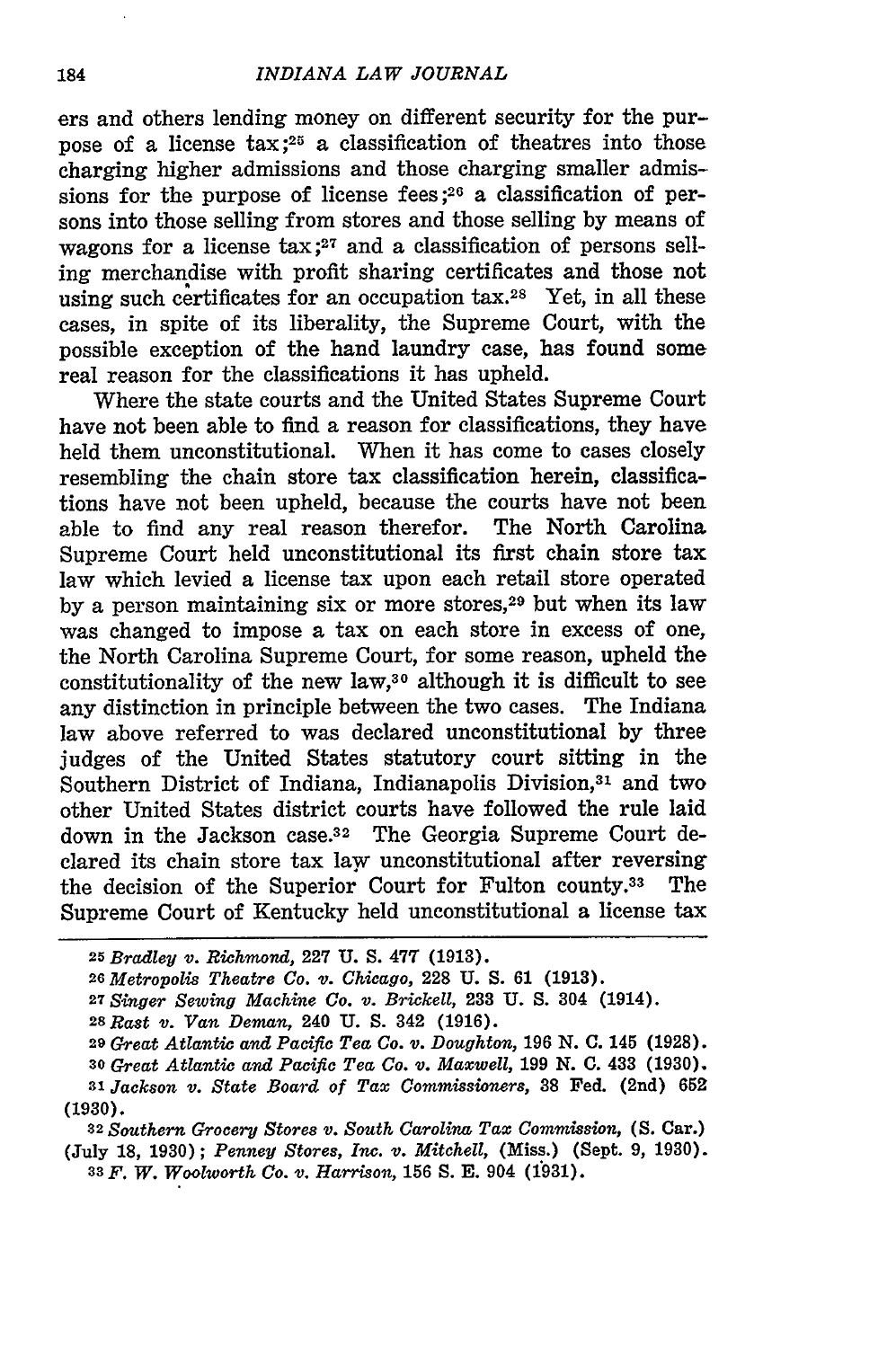ers and others lending money on different security for the purpose of a license tax;[25] a classification of theatres into those charging higher admissions and those charging smaller admissions for the purpose of license fees;[26] a classification of persons into those selling from stores and those selling by means of wagons for a license tax;[27] and a classification of persons selling merchandise with profit sharing certificates and those not using such certificates for an occupation tax.[28] Yet, in all these cases, in spite of its liberality, the Supreme Court, with the possible exception of the hand laundry case, has found some real reason for the classifications it has upheld.

Where the state courts and the United States Supreme Court have not been able to find a reason for classifications, they have held them unconstitutional. When it has come to cases closely resembling the chain store tax classification herein, classifications have not been upheld, because the courts have not been able to find any real reason therefor. The North Carolina Supreme Court held unconstitutional its first chain store tax law which levied a license tax upon each retail store operated by a person maintaining six or more stores,[29] but when its law was changed to impose a tax on each store in excess of one, the North Carolina Supreme Court, for some reason, upheld the constitutionality of the new law,[30] although it is difficult to see any distinction in principle between the two cases. The Indiana law above referred to was declared unconstitutional by three judges of the United States statutory court sitting in the Southern District of Indiana, Indianapolis Division,[31] and two other United States district courts have followed the rule laid down in the Jackson case.[32] The Georgia Supreme Court declared its chain store tax law unconstitutional after reversing the decision of the Superior Court for Fulton county.[33] The Supreme Court of Kentucky held unconstitutional a license tax

---

[25] *Bradley v. Richmond*, 227 U. S. 477 (1913).

[26] *Metropolis Theatre Co. v. Chicago*, 228 U. S. 61 (1913).

[27] *Singer Sewing Machine Co. v. Brickell*, 233 U. S. 304 (1914).

[28] *Rast v. Van Deman*, 240 U. S. 342 (1916).

[29] *Great Atlantic and Pacific Tea Co. v. Doughton*, 196 N. C. 145 (1928).

[30] *Great Atlantic and Pacific Tea Co. v. Maxwell*, 199 N. C. 433 (1930).

[31] *Jackson v. State Board of Tax Commissioners*, 38 Fed. (2nd) 652 (1930).

[32] *Southern Grocery Stores v. South Carolina Tax Commission*, (S. Car.) (July 18, 1930); *Penney Stores, Inc. v. Mitchell*, (Miss.) (Sept. 9, 1930).

[33] *F. W. Woolworth Co. v. Harrison*, 156 S. E. 904 (1931).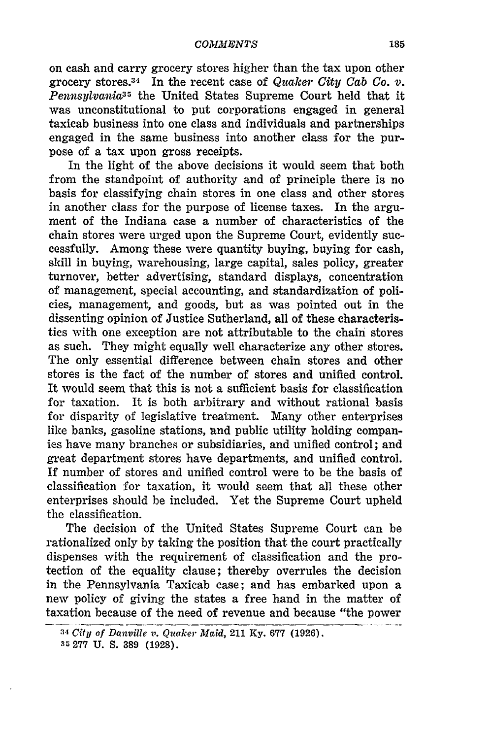on cash and carry grocery stores higher than the tax upon other grocery stores.[34] In the recent case of *Quaker City Cab Co. v. Pennsylvania*[35] the United States Supreme Court held that it was unconstitutional to put corporations engaged in general taxicab business into one class and individuals and partnerships engaged in the same business into another class for the purpose of a tax upon gross receipts.

In the light of the above decisions it would seem that both from the standpoint of authority and of principle there is no basis for classifying chain stores in one class and other stores in another class for the purpose of license taxes. In the argument of the Indiana case a number of characteristics of the chain stores were urged upon the Supreme Court, evidently successfully. Among these were quantity buying, buying for cash, skill in buying, warehousing, large capital, sales policy, greater turnover, better advertising, standard displays, concentration of management, special accounting, and standardization of policies, management, and goods, but as was pointed out in the dissenting opinion of Justice Sutherland, all of these characteristics with one exception are not attributable to the chain stores as such. They might equally well characterize any other stores. The only essential difference between chain stores and other stores is the fact of the number of stores and unified control. It would seem that this is not a sufficient basis for classification for taxation. It is both arbitrary and without rational basis for disparity of legislative treatment. Many other enterprises like banks, gasoline stations, and public utility holding companies have many branches or subsidiaries, and unified control; and great department stores have departments, and unified control. If number of stores and unified control were to be the basis of classification for taxation, it would seem that all these other enterprises should be included. Yet the Supreme Court upheld the classification.

The decision of the United States Supreme Court can be rationalized only by taking the position that the court practically dispenses with the requirement of classification and the protection of the equality clause; thereby overrules the decision in the Pennsylvania Taxicab case; and has embarked upon a new policy of giving the states a free hand in the matter of taxation because of the need of revenue and because "the power

---

[34] *City of Danville v. Quaker Maid*, 211 Ky. 677 (1926).

[35] 277 U. S. 389 (1928).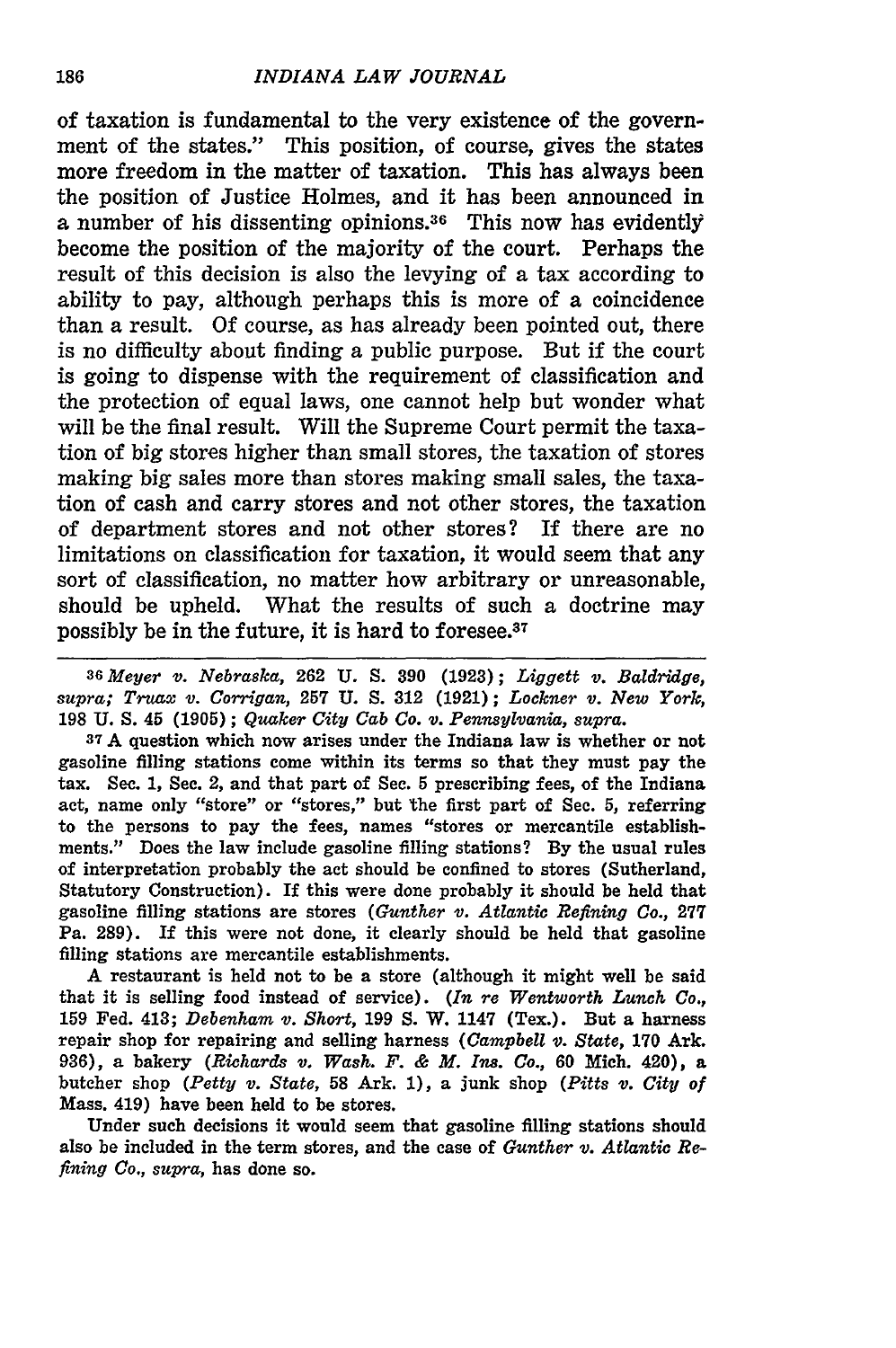of taxation is fundamental to the very existence of the government of the states." This position, of course, gives the states more freedom in the matter of taxation. This has always been the position of Justice Holmes, and it has been announced in a number of his dissenting opinions.[36] This now has evidently become the position of the majority of the court. Perhaps the result of this decision is also the levying of a tax according to ability to pay, although perhaps this is more of a coincidence than a result. Of course, as has already been pointed out, there is no difficulty about finding a public purpose. But if the court is going to dispense with the requirement of classification and the protection of equal laws, one cannot help but wonder what will be the final result. Will the Supreme Court permit the taxation of big stores higher than small stores, the taxation of stores making big sales more than stores making small sales, the taxation of cash and carry stores and not other stores, the taxation of department stores and not other stores? If there are no limitations on classification for taxation, it would seem that any sort of classification, no matter how arbitrary or unreasonable, should be upheld. What the results of such a doctrine may possibly be in the future, it is hard to foresee.[37]

---

[36] *Meyer v. Nebraska*, 262 U. S. 390 (1923); *Liggett v. Baldridge*, *supra*; *Truax v. Corrigan*, 257 U. S. 312 (1921); *Lockner v. New York*, 198 U. S. 45 (1905); *Quaker City Cab Co. v. Pennsylvania*, *supra*.

[37] A question which now arises under the Indiana law is whether or not gasoline filling stations come within its terms so that they must pay the tax. Sec. 1, Sec. 2, and that part of Sec. 5 prescribing fees, of the Indiana act, name only "store" or "stores," but the first part of Sec. 5, referring to the persons to pay the fees, names "stores or mercantile establishments." Does the law include gasoline filling stations? By the usual rules of interpretation probably the act should be confined to stores (Sutherland, Statutory Construction). If this were done probably it should be held that gasoline filling stations are stores (*Gunther v. Atlantic Refining Co.*, 277 Pa. 289). If this were not done, it clearly should be held that gasoline filling stations are mercantile establishments.

A restaurant is held not to be a store (although it might well be said that it is selling food instead of service). (*In re Wentworth Lunch Co.*, 159 Fed. 413; *Debenham v. Short*, 199 S. W. 1147 (Tex.). But a harness repair shop for repairing and selling harness (*Campbell v. State*, 170 Ark. 936), a bakery (*Richards v. Wash. F. & M. Ins. Co.*, 60 Mich. 420), a butcher shop (*Petty v. State*, 58 Ark. 1), a junk shop (*Pitts v. City of* Mass. 419) have been held to be stores.

Under such decisions it would seem that gasoline filling stations should also be included in the term stores, and the case of *Gunther v. Atlantic Refining Co.*, *supra*, has done so.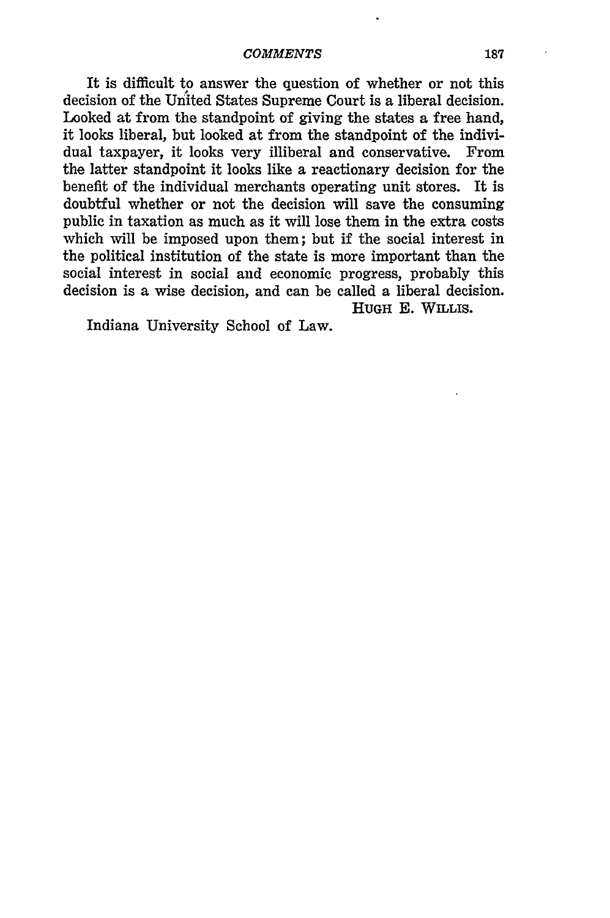It is difficult to answer the question of whether or not this decision of the United States Supreme Court is a liberal decision. Looked at from the standpoint of giving the states a free hand, it looks liberal, but looked at from the standpoint of the individual taxpayer, it looks very illiberal and conservative. From the latter standpoint it looks like a reactionary decision for the benefit of the individual merchants operating unit stores. It is doubtful whether or not the decision will save the consuming public in taxation as much as it will lose them in the extra costs which will be imposed upon them; but if the social interest in the political institution of the state is more important than the social interest in social and economic progress, probably this decision is a wise decision, and can be called a liberal decision.

HUGH E. WILLIS.

Indiana University School of Law.